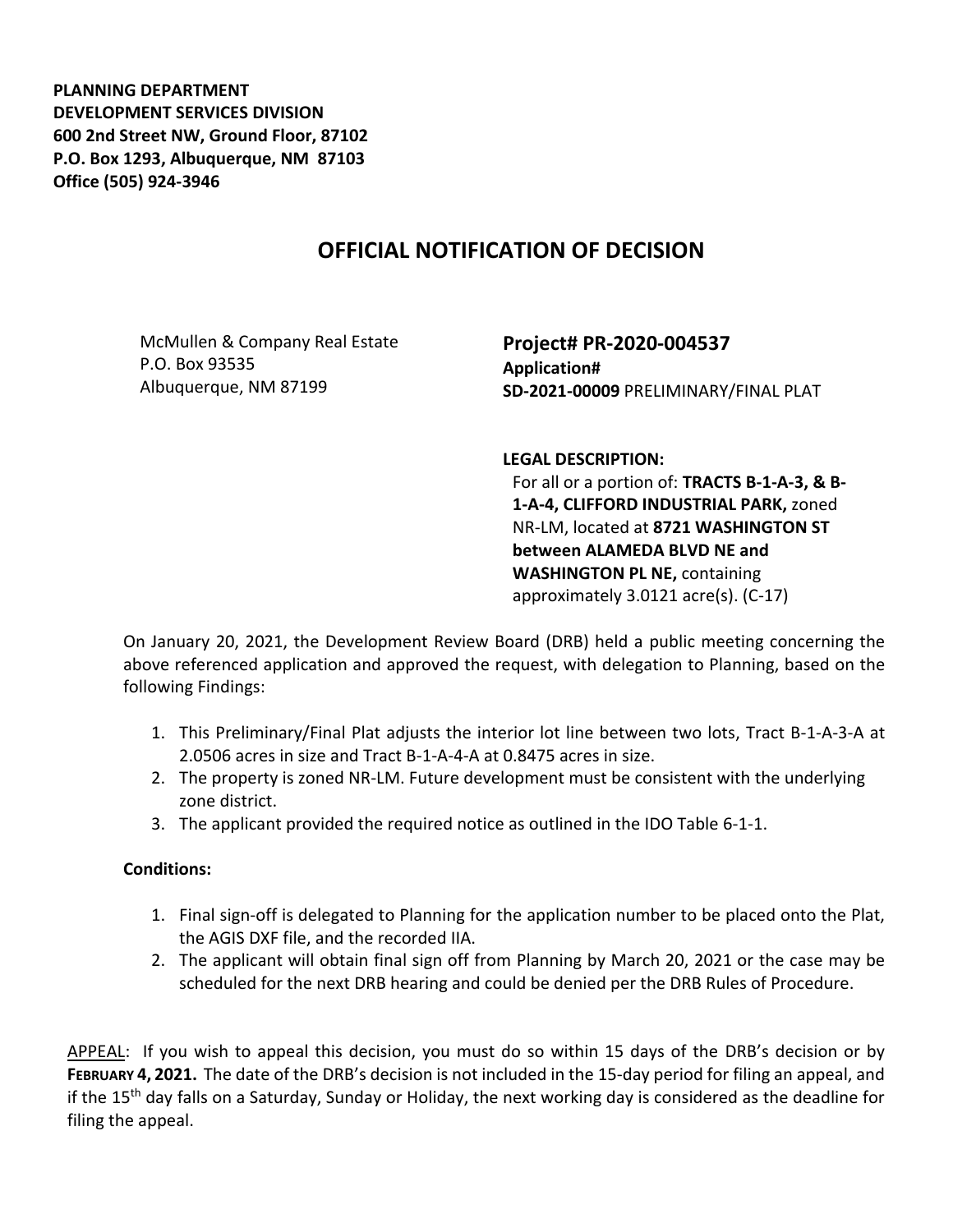**PLANNING DEPARTMENT**
**DEVELOPMENT SERVICES DIVISION**
**600 2nd Street NW, Ground Floor, 87102**
**P.O. Box 1293, Albuquerque, NM 87103**
**Office (505) 924-3946**

# OFFICIAL NOTIFICATION OF DECISION

McMullen & Company Real Estate
P.O. Box 93535
Albuquerque, NM 87199

**Project# PR-2020-004537**
**Application#**
**SD-2021-00009** PRELIMINARY/FINAL PLAT

**LEGAL DESCRIPTION:**
For all or a portion of: **TRACTS B-1-A-3, & B-1-A-4, CLIFFORD INDUSTRIAL PARK,** zoned NR-LM, located at **8721 WASHINGTON ST between ALAMEDA BLVD NE and WASHINGTON PL NE,** containing approximately 3.0121 acre(s). (C-17)

On January 20, 2021, the Development Review Board (DRB) held a public meeting concerning the above referenced application and approved the request, with delegation to Planning, based on the following Findings:

1. This Preliminary/Final Plat adjusts the interior lot line between two lots, Tract B-1-A-3-A at 2.0506 acres in size and Tract B-1-A-4-A at 0.8475 acres in size.
2. The property is zoned NR-LM. Future development must be consistent with the underlying zone district.
3. The applicant provided the required notice as outlined in the IDO Table 6-1-1.

**Conditions:**

1. Final sign-off is delegated to Planning for the application number to be placed onto the Plat, the AGIS DXF file, and the recorded IIA.
2. The applicant will obtain final sign off from Planning by March 20, 2021 or the case may be scheduled for the next DRB hearing and could be denied per the DRB Rules of Procedure.

APPEAL: If you wish to appeal this decision, you must do so within 15 days of the DRB's decision or by **FEBRUARY 4, 2021.** The date of the DRB's decision is not included in the 15-day period for filing an appeal, and if the 15th day falls on a Saturday, Sunday or Holiday, the next working day is considered as the deadline for filing the appeal.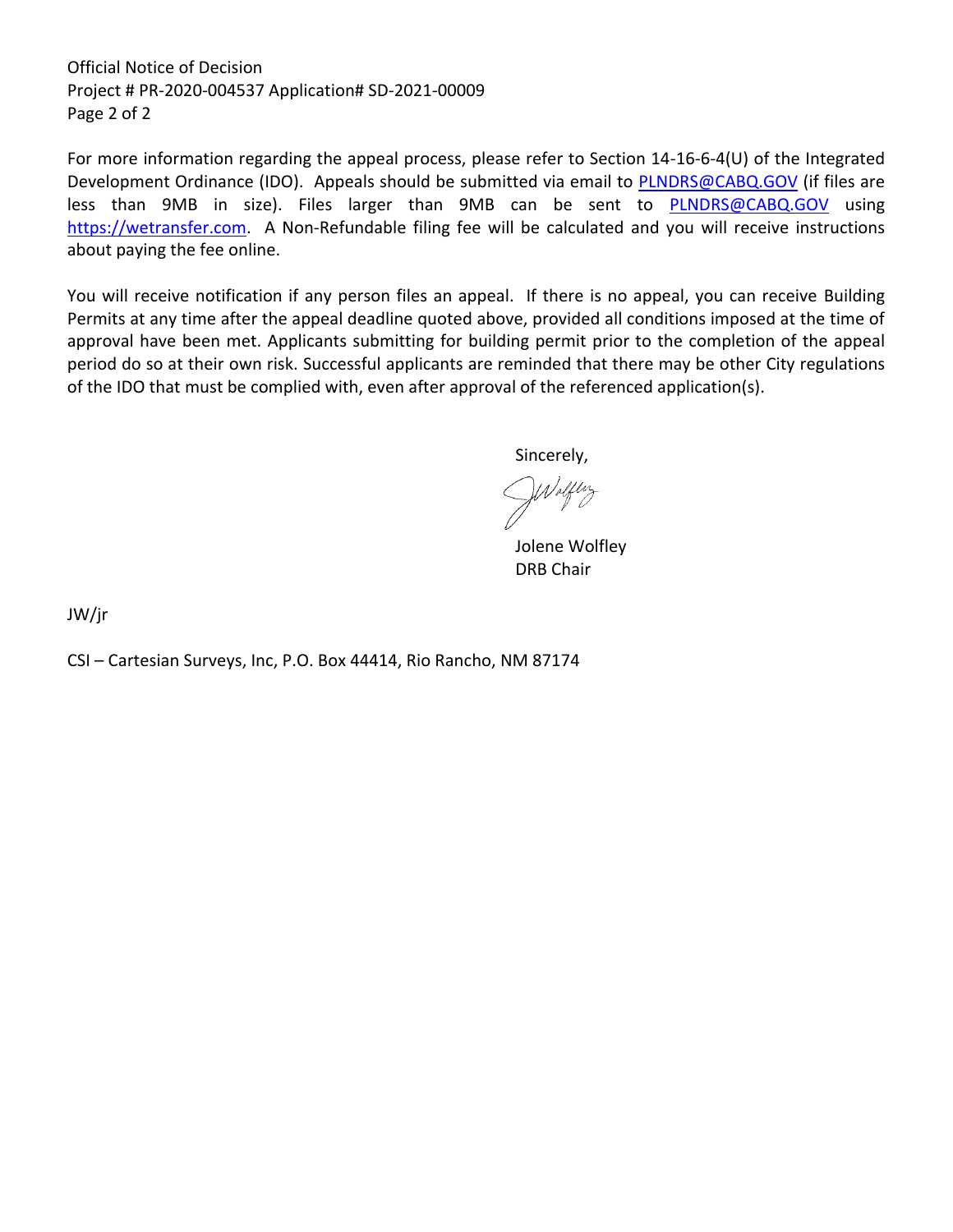For more information regarding the appeal process, please refer to Section 14-16-6-4(U) of the Integrated Development Ordinance (IDO). Appeals should be submitted via email to PLNDRS@CABQ.GOV (if files are less than 9MB in size). Files larger than 9MB can be sent to PLNDRS@CABQ.GOV using https://wetransfer.com. A Non-Refundable filing fee will be calculated and you will receive instructions about paying the fee online.

You will receive notification if any person files an appeal. If there is no appeal, you can receive Building Permits at any time after the appeal deadline quoted above, provided all conditions imposed at the time of approval have been met. Applicants submitting for building permit prior to the completion of the appeal period do so at their own risk. Successful applicants are reminded that there may be other City regulations of the IDO that must be complied with, even after approval of the referenced application(s).

Sincerely,

Jolene Wolfley
DRB Chair

JW/jr

CSI – Cartesian Surveys, Inc, P.O. Box 44414, Rio Rancho, NM 87174